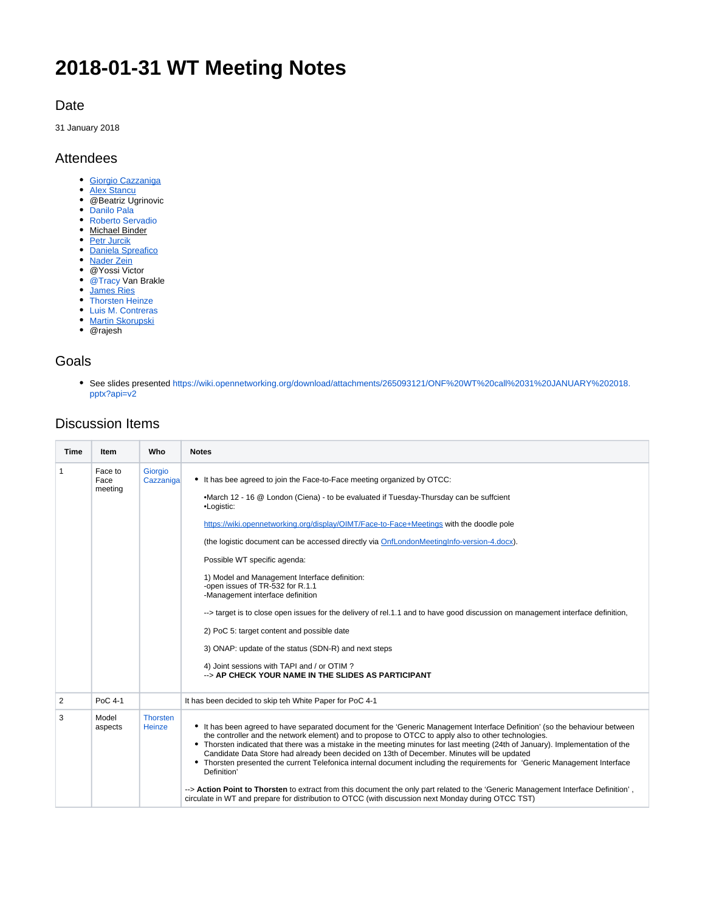# 2018-01-31 WT Meeting Notes

## Date

31 January 2018

## Attendees

- Giorgio Cazzaniga
- Alex Stancu
- @Beatriz Ugrinovic
- Danilo Pala
- Roberto Servadio
- Michael Binder
- Petr Jurcik
- Daniela Spreafico
- Nader Zein
- @Yossi Victor
- @Tracy Van Brakle
- James Ries
- Thorsten Heinze
- Luis M. Contreras
- Martin Skorupski
- @rajesh

## Goals

- See slides presented https://wiki.opennetworking.org/download/attachments/265093121/ONF%20WT%20call%2031%20JANUARY%202018.pptx?api=v2

## Discussion Items

| Time | Item | Who | Notes |
|---|---|---|---|
| 1 | Face to Face meeting | Giorgio Cazzaniga | • It has bee agreed to join the Face-to-Face meeting organized by OTCC:<br><br>•March 12 - 16 @ London (Ciena) - to be evaluated if Tuesday-Thursday can be suffcient<br>•Logistic:<br><br>https://wiki.opennetworking.org/display/OIMT/Face-to-Face+Meetings with the doodle pole<br><br>(the logistic document can be accessed directly via OnfLondonMeetingInfo-version-4.docx).<br><br>Possible WT specific agenda:<br><br>1) Model and Management Interface definition:<br>-open issues of TR-532 for R.1.1<br>-Management interface definition<br><br>--> target is to close open issues for the delivery of rel.1.1 and to have good discussion on management interface definition,<br><br>2) PoC 5: target content and possible date<br><br>3) ONAP: update of the status (SDN-R) and next steps<br><br>4) Joint sessions with TAPI and / or OTIM ?<br>--> **AP CHECK YOUR NAME IN THE SLIDES AS PARTICIPANT** |
| 2 | PoC 4-1 | | It has been decided to skip teh White Paper for PoC 4-1 |
| 3 | Model aspects | Thorsten Heinze | • It has been agreed to have separated document for the 'Generic Management Interface Definition' (so the behaviour between the controller and the network element) and to propose to OTCC to apply also to other technologies.<br>• Thorsten indicated that there was a mistake in the meeting minutes for last meeting (24th of January). Implementation of the Candidate Data Store had already been decided on 13th of December. Minutes will be updated<br>• Thorsten presented the current Telefonica internal document including the requirements for 'Generic Management Interface Definition'<br><br>--> **Action Point to Thorsten** to extract from this document the only part related to the 'Generic Management Interface Definition' , circulate in WT and prepare for distribution to OTCC (with discussion next Monday during OTCC TST) |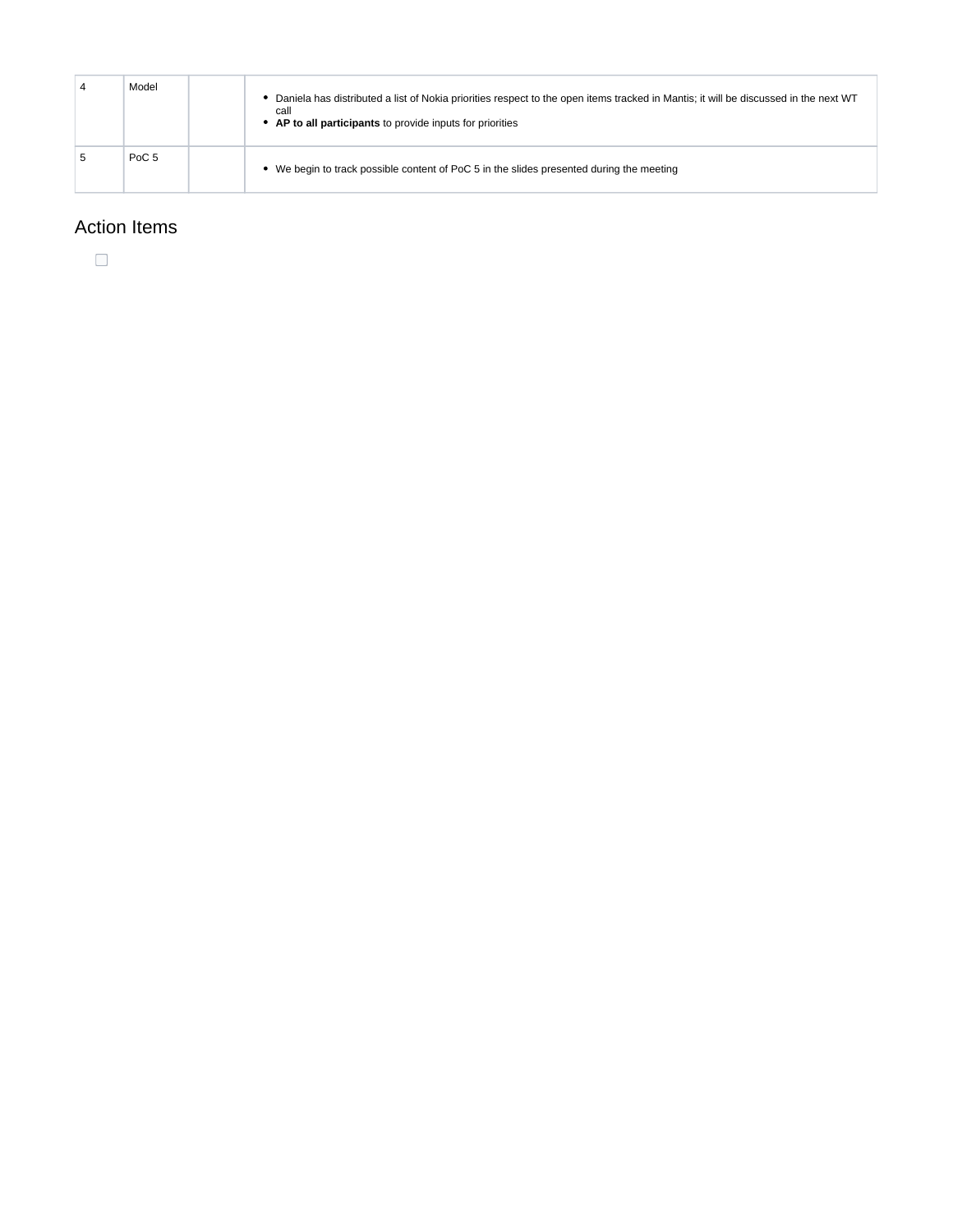| | | | |
|---|---|---|---|
| 4 | Model | | • Daniela has distributed a list of Nokia priorities respect to the open items tracked in Mantis; it will be discussed in the next WT call<br>• **AP to all participants** to provide inputs for priorities |
| 5 | PoC 5 | | • We begin to track possible content of PoC 5 in the slides presented during the meeting |

## Action Items

- [ ]